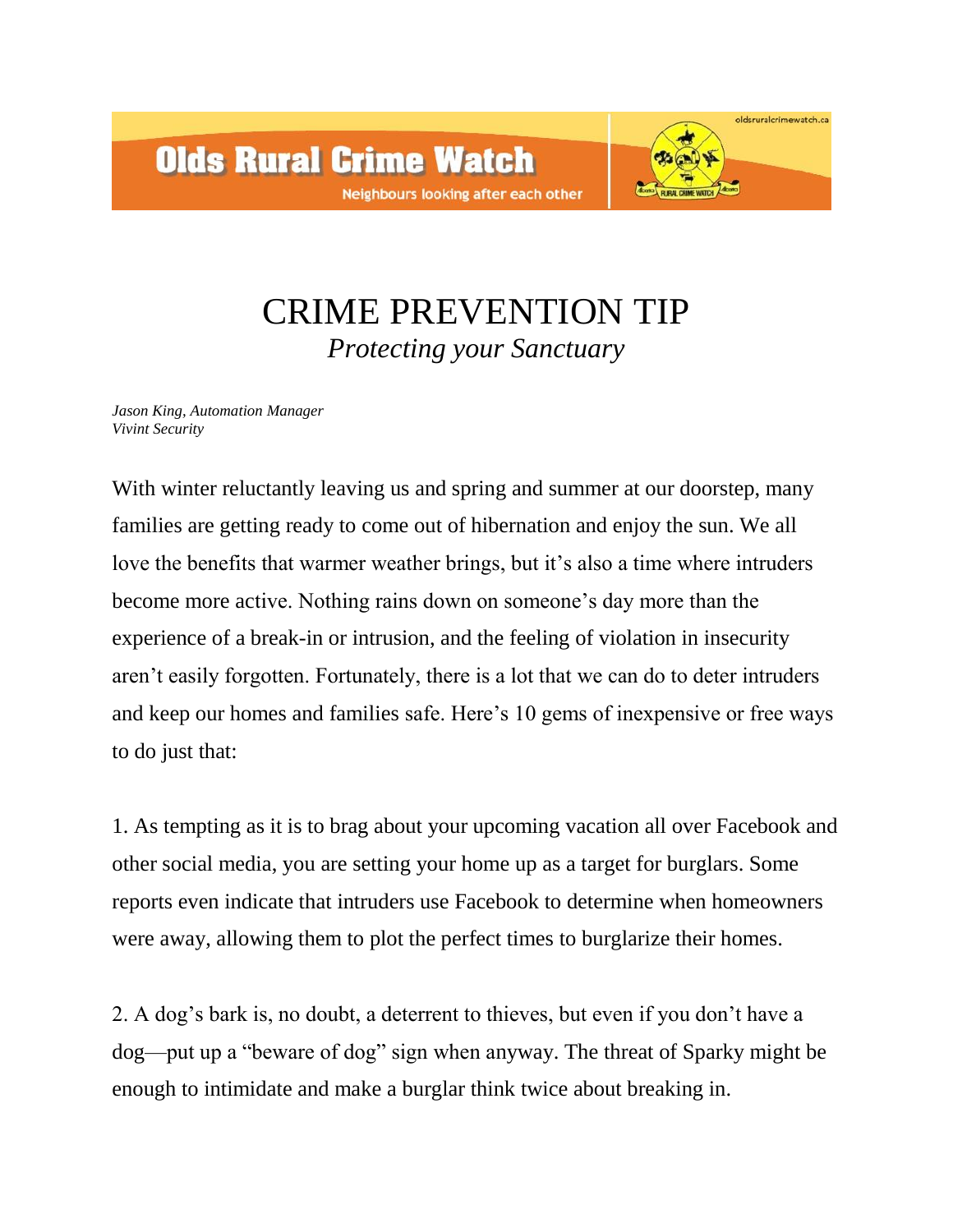# Olds Rural Crime Watch

Neighbours looking after each other

oldsruralcrimewatch.ca

# CRIME PREVENTION TIP

*Protecting your Sanctuary*

*Jason King, Automation Manager*
*Vivint Security*

With winter reluctantly leaving us and spring and summer at our doorstep, many families are getting ready to come out of hibernation and enjoy the sun. We all love the benefits that warmer weather brings, but it's also a time where intruders become more active. Nothing rains down on someone's day more than the experience of a break-in or intrusion, and the feeling of violation in insecurity aren't easily forgotten. Fortunately, there is a lot that we can do to deter intruders and keep our homes and families safe. Here's 10 gems of inexpensive or free ways to do just that:

1. As tempting as it is to brag about your upcoming vacation all over Facebook and other social media, you are setting your home up as a target for burglars. Some reports even indicate that intruders use Facebook to determine when homeowners were away, allowing them to plot the perfect times to burglarize their homes.

2. A dog's bark is, no doubt, a deterrent to thieves, but even if you don't have a dog—put up a "beware of dog" sign when anyway. The threat of Sparky might be enough to intimidate and make a burglar think twice about breaking in.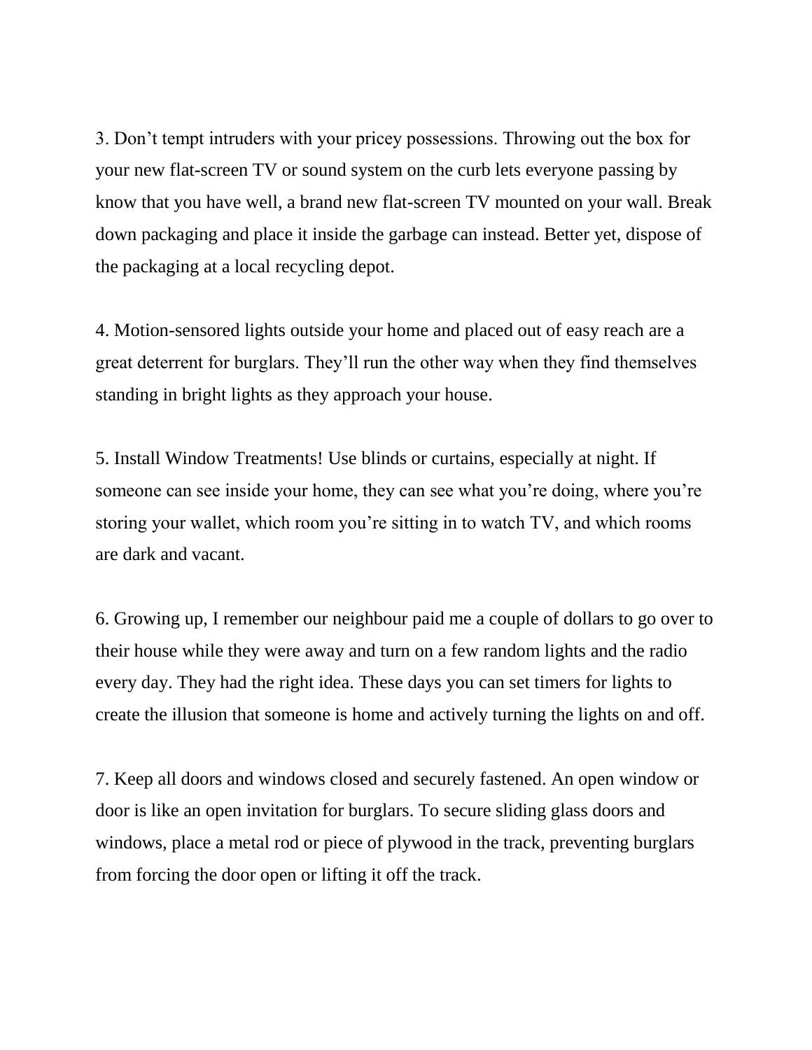3. Don't tempt intruders with your pricey possessions. Throwing out the box for your new flat-screen TV or sound system on the curb lets everyone passing by know that you have well, a brand new flat-screen TV mounted on your wall. Break down packaging and place it inside the garbage can instead. Better yet, dispose of the packaging at a local recycling depot.

4. Motion-sensored lights outside your home and placed out of easy reach are a great deterrent for burglars. They'll run the other way when they find themselves standing in bright lights as they approach your house.

5. Install Window Treatments! Use blinds or curtains, especially at night. If someone can see inside your home, they can see what you're doing, where you're storing your wallet, which room you're sitting in to watch TV, and which rooms are dark and vacant.

6. Growing up, I remember our neighbour paid me a couple of dollars to go over to their house while they were away and turn on a few random lights and the radio every day. They had the right idea. These days you can set timers for lights to create the illusion that someone is home and actively turning the lights on and off.

7. Keep all doors and windows closed and securely fastened. An open window or door is like an open invitation for burglars. To secure sliding glass doors and windows, place a metal rod or piece of plywood in the track, preventing burglars from forcing the door open or lifting it off the track.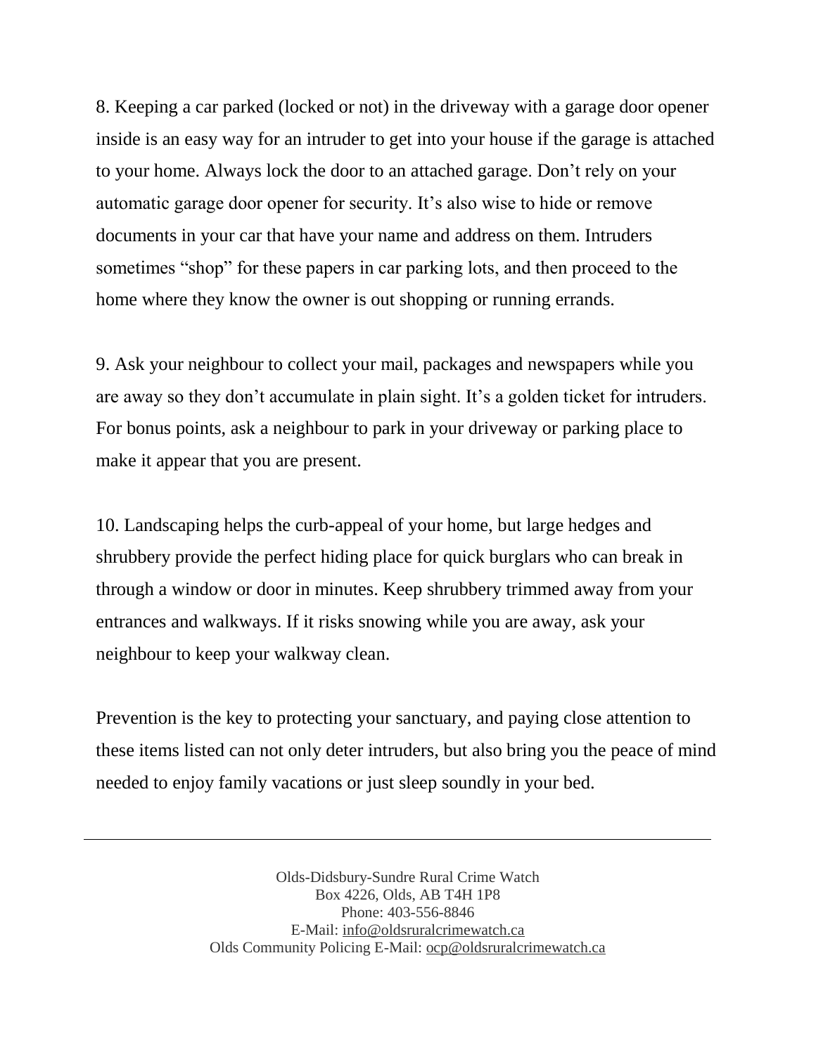8. Keeping a car parked (locked or not) in the driveway with a garage door opener inside is an easy way for an intruder to get into your house if the garage is attached to your home. Always lock the door to an attached garage. Don't rely on your automatic garage door opener for security. It's also wise to hide or remove documents in your car that have your name and address on them. Intruders sometimes "shop" for these papers in car parking lots, and then proceed to the home where they know the owner is out shopping or running errands.

9. Ask your neighbour to collect your mail, packages and newspapers while you are away so they don't accumulate in plain sight. It's a golden ticket for intruders. For bonus points, ask a neighbour to park in your driveway or parking place to make it appear that you are present.

10. Landscaping helps the curb-appeal of your home, but large hedges and shrubbery provide the perfect hiding place for quick burglars who can break in through a window or door in minutes. Keep shrubbery trimmed away from your entrances and walkways. If it risks snowing while you are away, ask your neighbour to keep your walkway clean.

Prevention is the key to protecting your sanctuary, and paying close attention to these items listed can not only deter intruders, but also bring you the peace of mind needed to enjoy family vacations or just sleep soundly in your bed.

---

Olds-Didsbury-Sundre Rural Crime Watch
Box 4226, Olds, AB T4H 1P8
Phone: 403-556-8846
E-Mail: info@oldsruralcrimewatch.ca
Olds Community Policing E-Mail: ocp@oldsruralcrimewatch.ca